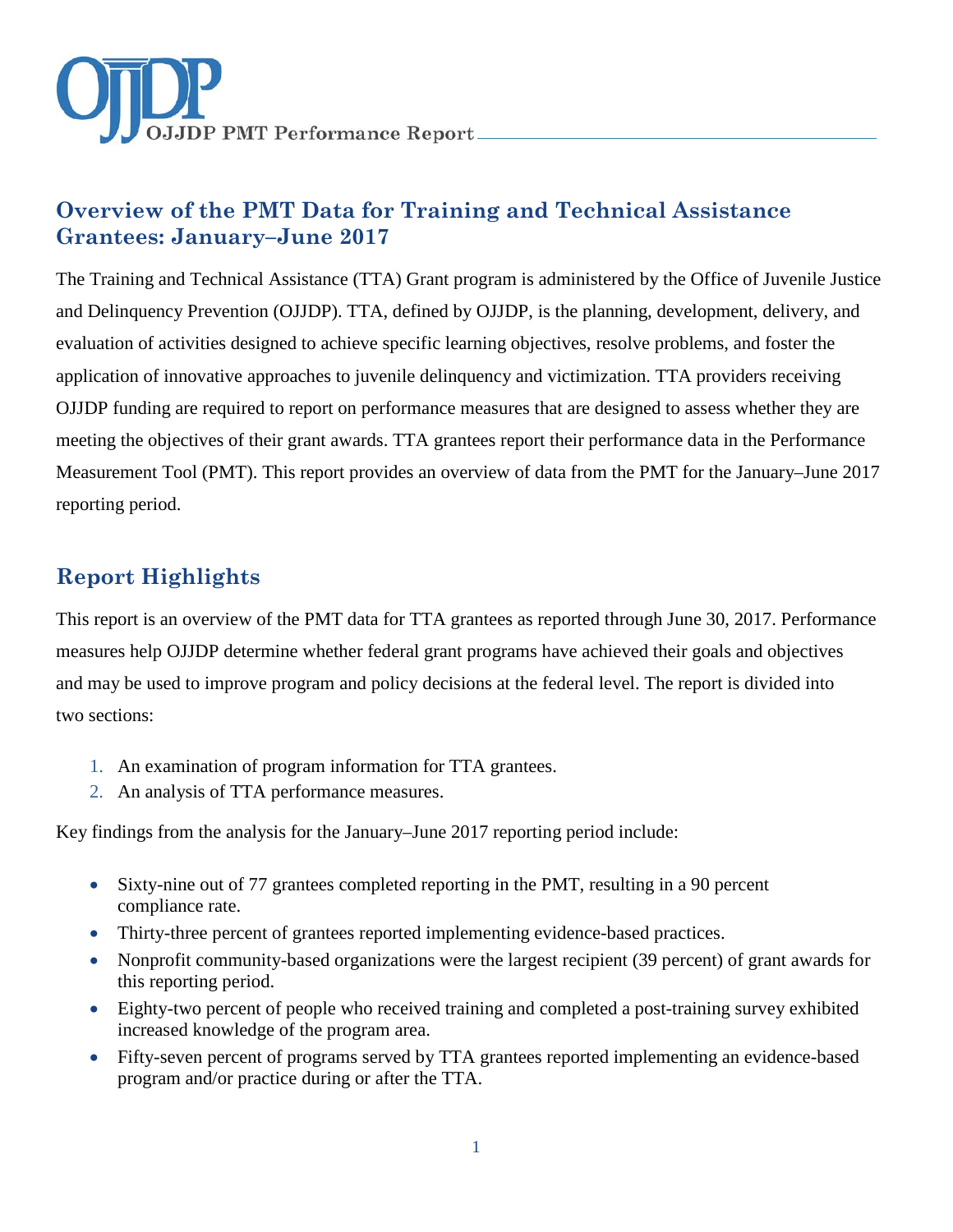# Overview of the PMT Data for Training and Technical Assistance Grantees: January–June 2017

The Training and Technical Assistance (TTA) Grant program is administered by the Office of Juvenile Justice and Delinquency Prevention (OJJDP). TTA, defined by OJJDP, is the planning, development, delivery, and evaluation of activities designed to achieve specific learning objectives, resolve problems, and foster the application of innovative approaches to juvenile delinquency and victimization. TTA providers receiving OJJDP funding are required to report on performance measures that are designed to assess whether they are meeting the objectives of their grant awards. TTA grantees report their performance data in the Performance Measurement Tool (PMT). This report provides an overview of data from the PMT for the January–June 2017 reporting period.

## Report Highlights

This report is an overview of the PMT data for TTA grantees as reported through June 30, 2017. Performance measures help OJJDP determine whether federal grant programs have achieved their goals and objectives and may be used to improve program and policy decisions at the federal level. The report is divided into two sections:

1. An examination of program information for TTA grantees.
2. An analysis of TTA performance measures.

Key findings from the analysis for the January–June 2017 reporting period include:

- Sixty-nine out of 77 grantees completed reporting in the PMT, resulting in a 90 percent compliance rate.
- Thirty-three percent of grantees reported implementing evidence-based practices.
- Nonprofit community-based organizations were the largest recipient (39 percent) of grant awards for this reporting period.
- Eighty-two percent of people who received training and completed a post-training survey exhibited increased knowledge of the program area.
- Fifty-seven percent of programs served by TTA grantees reported implementing an evidence-based program and/or practice during or after the TTA.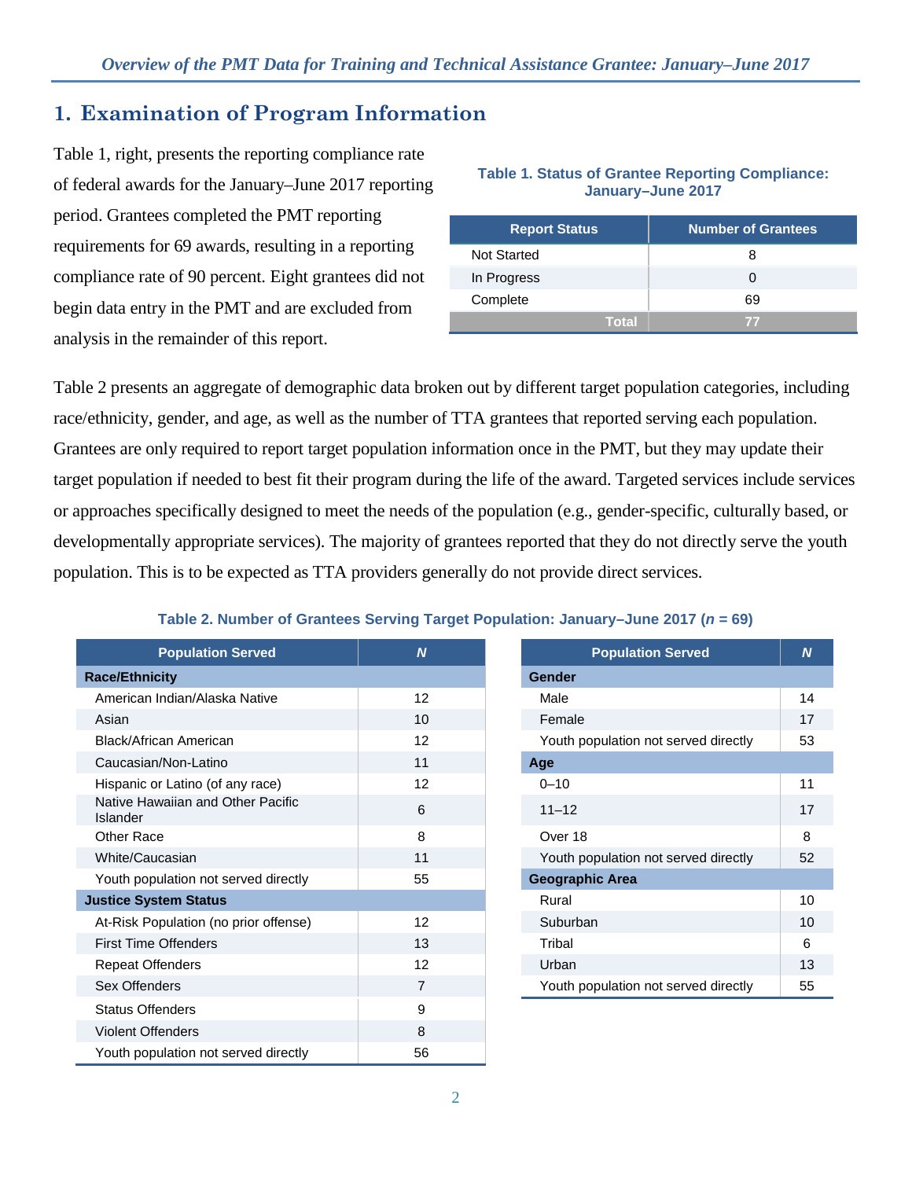## 1. Examination of Program Information

Table 1, right, presents the reporting compliance rate of federal awards for the January–June 2017 reporting period. Grantees completed the PMT reporting requirements for 69 awards, resulting in a reporting compliance rate of 90 percent. Eight grantees did not begin data entry in the PMT and are excluded from analysis in the remainder of this report.

**Table 1. Status of Grantee Reporting Compliance: January–June 2017**

| Report Status | Number of Grantees |
|---|---|
| Not Started | 8 |
| In Progress | 0 |
| Complete | 69 |
| **Total** | **77** |

Table 2 presents an aggregate of demographic data broken out by different target population categories, including race/ethnicity, gender, and age, as well as the number of TTA grantees that reported serving each population. Grantees are only required to report target population information once in the PMT, but they may update their target population if needed to best fit their program during the life of the award. Targeted services include services or approaches specifically designed to meet the needs of the population (e.g., gender-specific, culturally based, or developmentally appropriate services). The majority of grantees reported that they do not directly serve the youth population. This is to be expected as TTA providers generally do not provide direct services.

**Table 2. Number of Grantees Serving Target Population: January–June 2017 (*n* = 69)**

| Population Served | *N* |
|---|---|
| **Race/Ethnicity** | |
| American Indian/Alaska Native | 12 |
| Asian | 10 |
| Black/African American | 12 |
| Caucasian/Non-Latino | 11 |
| Hispanic or Latino (of any race) | 12 |
| Native Hawaiian and Other Pacific Islander | 6 |
| Other Race | 8 |
| White/Caucasian | 11 |
| Youth population not served directly | 55 |
| **Justice System Status** | |
| At-Risk Population (no prior offense) | 12 |
| First Time Offenders | 13 |
| Repeat Offenders | 12 |
| Sex Offenders | 7 |
| Status Offenders | 9 |
| Violent Offenders | 8 |
| Youth population not served directly | 56 |

| Population Served | *N* |
|---|---|
| **Gender** | |
| Male | 14 |
| Female | 17 |
| Youth population not served directly | 53 |
| **Age** | |
| 0–10 | 11 |
| 11–12 | 17 |
| Over 18 | 8 |
| Youth population not served directly | 52 |
| **Geographic Area** | |
| Rural | 10 |
| Suburban | 10 |
| Tribal | 6 |
| Urban | 13 |
| Youth population not served directly | 55 |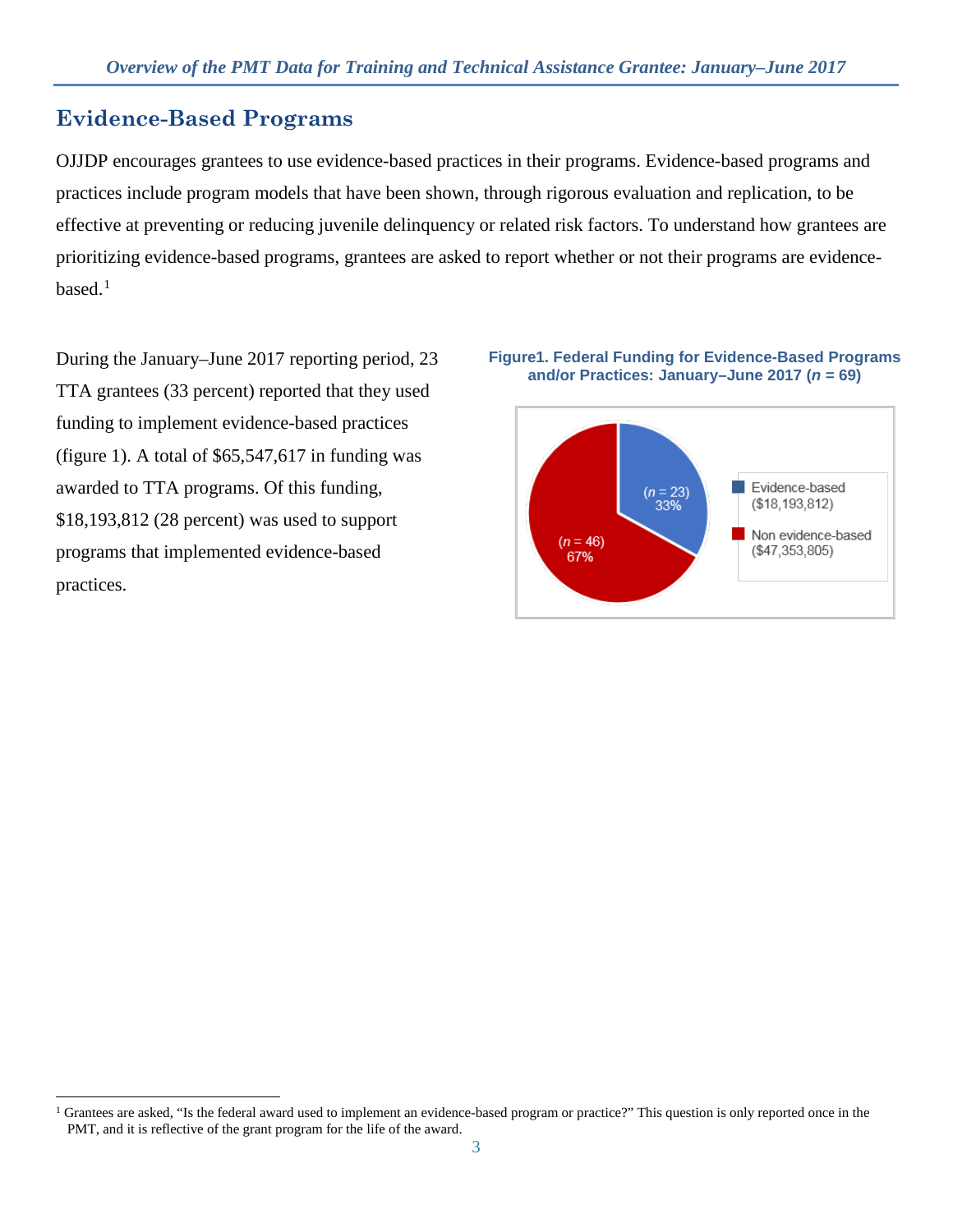## Evidence-Based Programs

OJJDP encourages grantees to use evidence-based practices in their programs. Evidence-based programs and practices include program models that have been shown, through rigorous evaluation and replication, to be effective at preventing or reducing juvenile delinquency or related risk factors. To understand how grantees are prioritizing evidence-based programs, grantees are asked to report whether or not their programs are evidence-based.[1]

During the January–June 2017 reporting period, 23 TTA grantees (33 percent) reported that they used funding to implement evidence-based practices (figure 1). A total of $65,547,617 in funding was awarded to TTA programs. Of this funding, $18,193,812 (28 percent) was used to support programs that implemented evidence-based practices.

**Figure1. Federal Funding for Evidence-Based Programs and/or Practices: January–June 2017 (*n* = 69)**

| Category | Funding | *n* | Percent |
|---|---|---|---|
| Evidence-based | $18,193,812 | 23 | 33% |
| Non evidence-based | $47,353,805 | 46 | 67% |

[1] Grantees are asked, "Is the federal award used to implement an evidence-based program or practice?" This question is only reported once in the PMT, and it is reflective of the grant program for the life of the award.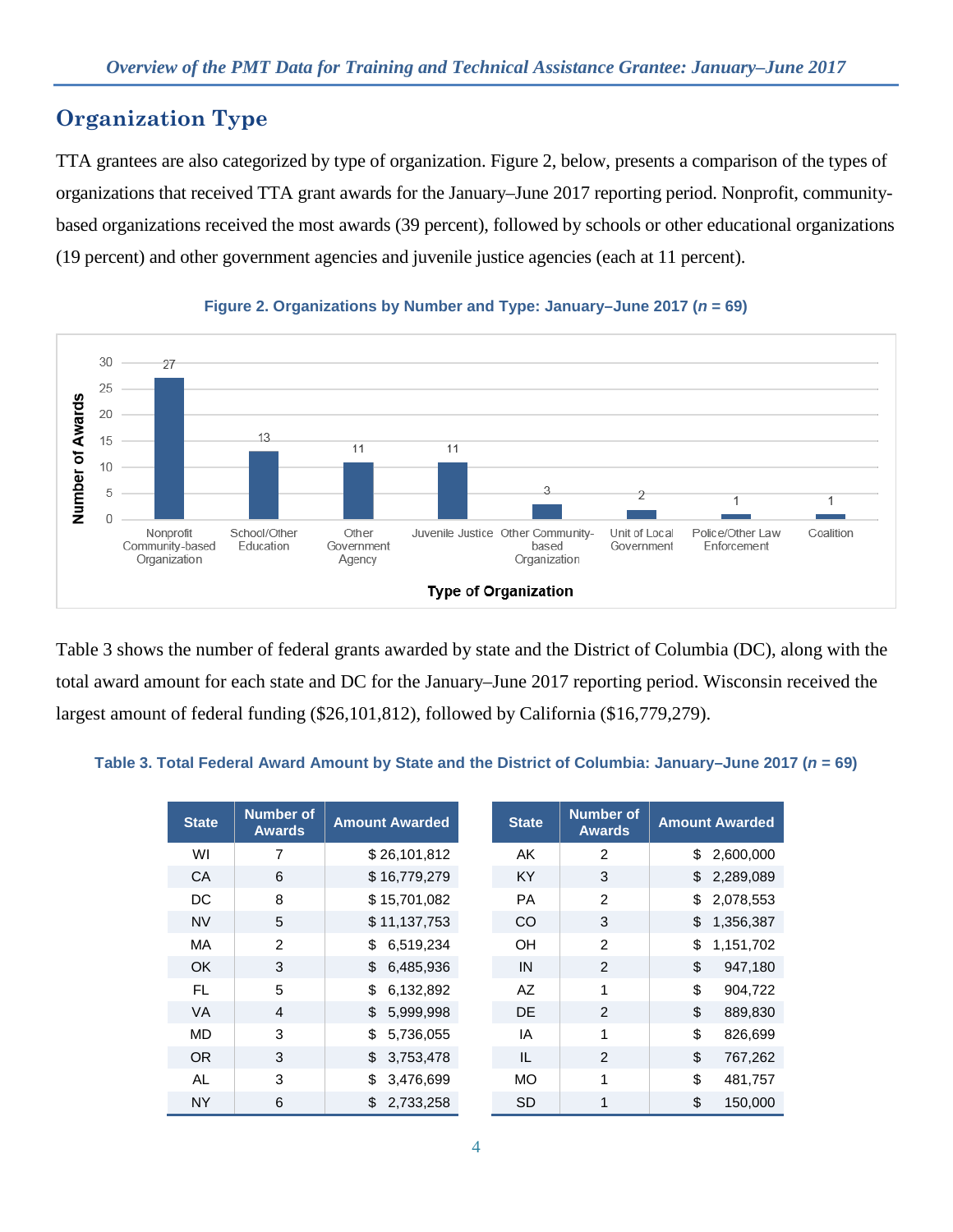## Organization Type

TTA grantees are also categorized by type of organization. Figure 2, below, presents a comparison of the types of organizations that received TTA grant awards for the January–June 2017 reporting period. Nonprofit, community-based organizations received the most awards (39 percent), followed by schools or other educational organizations (19 percent) and other government agencies and juvenile justice agencies (each at 11 percent).

**Figure 2. Organizations by Number and Type: January–June 2017 (*n* = 69)**

| Type of Organization | Number of Awards |
|---|---|
| Nonprofit Community-based Organization | 27 |
| School/Other Education | 13 |
| Other Government Agency | 11 |
| Juvenile Justice | 11 |
| Other Community-based Organization | 3 |
| Unit of Local Government | 2 |
| Police/Other Law Enforcement | 1 |
| Coalition | 1 |

Table 3 shows the number of federal grants awarded by state and the District of Columbia (DC), along with the total award amount for each state and DC for the January–June 2017 reporting period. Wisconsin received the largest amount of federal funding ($26,101,812), followed by California ($16,779,279).

**Table 3. Total Federal Award Amount by State and the District of Columbia: January–June 2017 (*n* = 69)**

| State | Number of Awards | Amount Awarded |
|---|---|---|
| WI | 7 | $ 26,101,812 |
| CA | 6 | $ 16,779,279 |
| DC | 8 | $ 15,701,082 |
| NV | 5 | $ 11,137,753 |
| MA | 2 | $ 6,519,234 |
| OK | 3 | $ 6,485,936 |
| FL | 5 | $ 6,132,892 |
| VA | 4 | $ 5,999,998 |
| MD | 3 | $ 5,736,055 |
| OR | 3 | $ 3,753,478 |
| AL | 3 | $ 3,476,699 |
| NY | 6 | $ 2,733,258 |
| AK | 2 | $ 2,600,000 |
| KY | 3 | $ 2,289,089 |
| PA | 2 | $ 2,078,553 |
| CO | 3 | $ 1,356,387 |
| OH | 2 | $ 1,151,702 |
| IN | 2 | $ 947,180 |
| AZ | 1 | $ 904,722 |
| DE | 2 | $ 889,830 |
| IA | 1 | $ 826,699 |
| IL | 2 | $ 767,262 |
| MO | 1 | $ 481,757 |
| SD | 1 | $ 150,000 |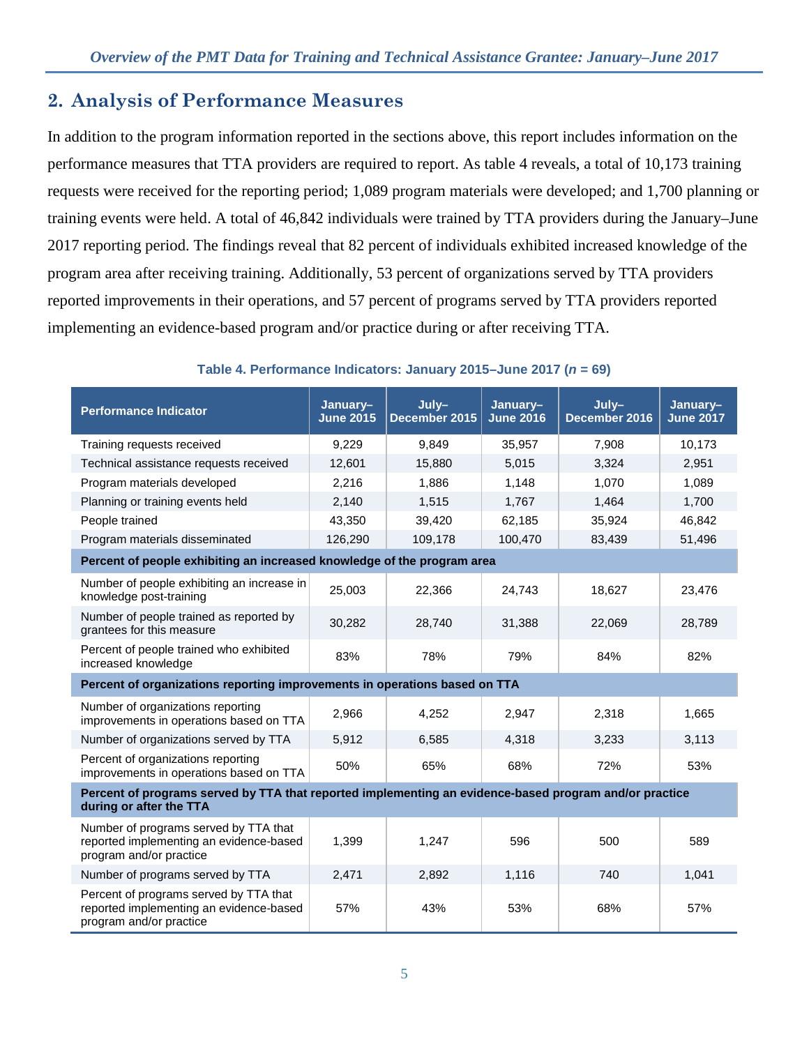## 2. Analysis of Performance Measures

In addition to the program information reported in the sections above, this report includes information on the performance measures that TTA providers are required to report. As table 4 reveals, a total of 10,173 training requests were received for the reporting period; 1,089 program materials were developed; and 1,700 planning or training events were held. A total of 46,842 individuals were trained by TTA providers during the January–June 2017 reporting period. The findings reveal that 82 percent of individuals exhibited increased knowledge of the program area after receiving training. Additionally, 53 percent of organizations served by TTA providers reported improvements in their operations, and 57 percent of programs served by TTA providers reported implementing an evidence-based program and/or practice during or after receiving TTA.

**Table 4. Performance Indicators: January 2015–June 2017 (*n* = 69)**

| Performance Indicator | January–June 2015 | July–December 2015 | January–June 2016 | July–December 2016 | January–June 2017 |
|---|---|---|---|---|---|
| Training requests received | 9,229 | 9,849 | 35,957 | 7,908 | 10,173 |
| Technical assistance requests received | 12,601 | 15,880 | 5,015 | 3,324 | 2,951 |
| Program materials developed | 2,216 | 1,886 | 1,148 | 1,070 | 1,089 |
| Planning or training events held | 2,140 | 1,515 | 1,767 | 1,464 | 1,700 |
| People trained | 43,350 | 39,420 | 62,185 | 35,924 | 46,842 |
| Program materials disseminated | 126,290 | 109,178 | 100,470 | 83,439 | 51,496 |
| **Percent of people exhibiting an increased knowledge of the program area** | | | | | |
| Number of people exhibiting an increase in knowledge post-training | 25,003 | 22,366 | 24,743 | 18,627 | 23,476 |
| Number of people trained as reported by grantees for this measure | 30,282 | 28,740 | 31,388 | 22,069 | 28,789 |
| Percent of people trained who exhibited increased knowledge | 83% | 78% | 79% | 84% | 82% |
| **Percent of organizations reporting improvements in operations based on TTA** | | | | | |
| Number of organizations reporting improvements in operations based on TTA | 2,966 | 4,252 | 2,947 | 2,318 | 1,665 |
| Number of organizations served by TTA | 5,912 | 6,585 | 4,318 | 3,233 | 3,113 |
| Percent of organizations reporting improvements in operations based on TTA | 50% | 65% | 68% | 72% | 53% |
| **Percent of programs served by TTA that reported implementing an evidence-based program and/or practice during or after the TTA** | | | | | |
| Number of programs served by TTA that reported implementing an evidence-based program and/or practice | 1,399 | 1,247 | 596 | 500 | 589 |
| Number of programs served by TTA | 2,471 | 2,892 | 1,116 | 740 | 1,041 |
| Percent of programs served by TTA that reported implementing an evidence-based program and/or practice | 57% | 43% | 53% | 68% | 57% |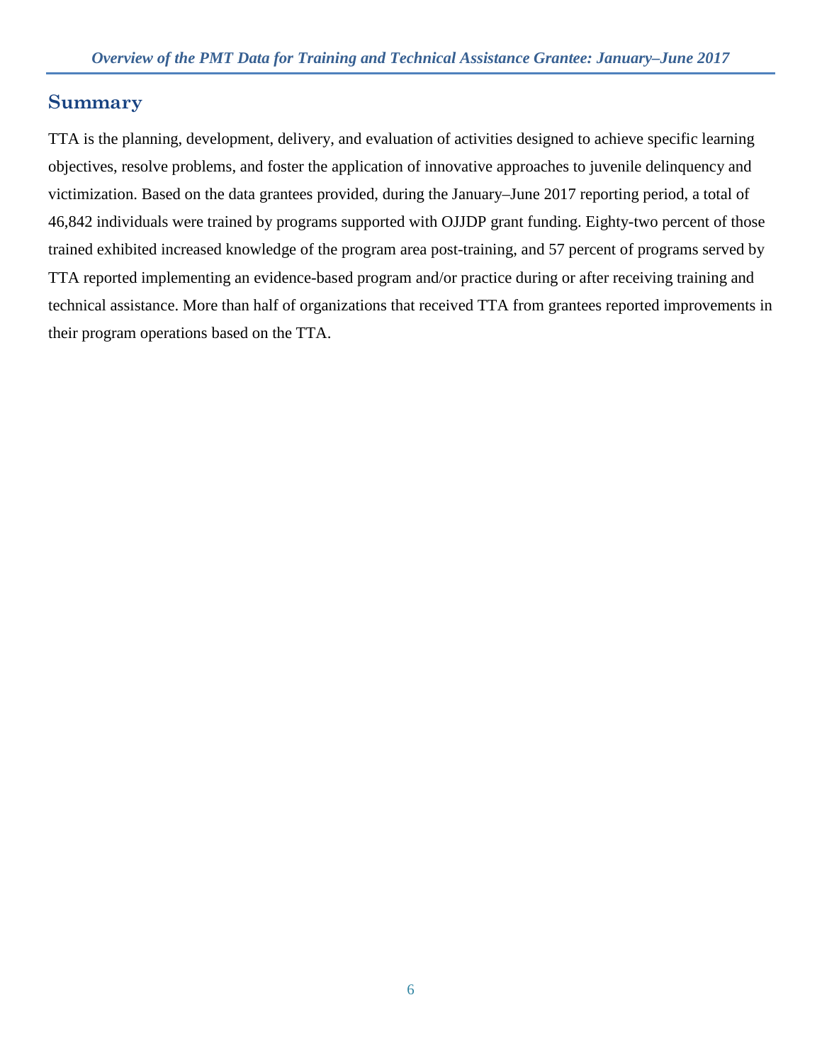## Summary

TTA is the planning, development, delivery, and evaluation of activities designed to achieve specific learning objectives, resolve problems, and foster the application of innovative approaches to juvenile delinquency and victimization. Based on the data grantees provided, during the January–June 2017 reporting period, a total of 46,842 individuals were trained by programs supported with OJJDP grant funding. Eighty-two percent of those trained exhibited increased knowledge of the program area post-training, and 57 percent of programs served by TTA reported implementing an evidence-based program and/or practice during or after receiving training and technical assistance. More than half of organizations that received TTA from grantees reported improvements in their program operations based on the TTA.